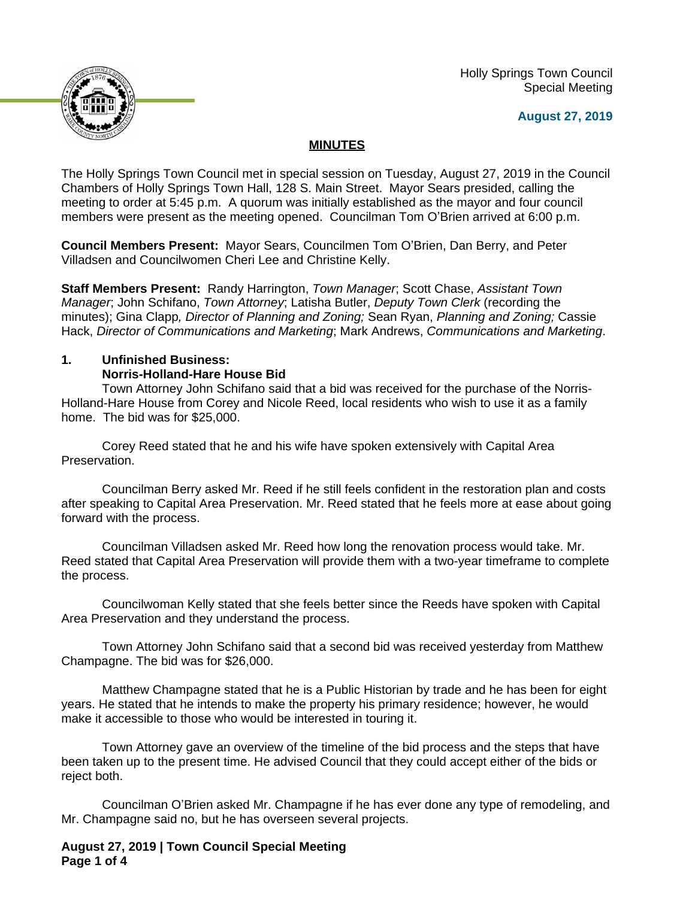Holly Springs Town Council
Special Meeting

**August 27, 2019**

## MINUTES

The Holly Springs Town Council met in special session on Tuesday, August 27, 2019 in the Council Chambers of Holly Springs Town Hall, 128 S. Main Street. Mayor Sears presided, calling the meeting to order at 5:45 p.m. A quorum was initially established as the mayor and four council members were present as the meeting opened. Councilman Tom O'Brien arrived at 6:00 p.m.

**Council Members Present:** Mayor Sears, Councilmen Tom O'Brien, Dan Berry, and Peter Villadsen and Councilwomen Cheri Lee and Christine Kelly.

**Staff Members Present:** Randy Harrington, *Town Manager*; Scott Chase, *Assistant Town Manager*; John Schifano, *Town Attorney*; Latisha Butler, *Deputy Town Clerk* (recording the minutes); Gina Clapp*, Director of Planning and Zoning;* Sean Ryan, *Planning and Zoning;* Cassie Hack, *Director of Communications and Marketing*; Mark Andrews, *Communications and Marketing*.

**1. Unfinished Business:**
**Norris-Holland-Hare House Bid**

Town Attorney John Schifano said that a bid was received for the purchase of the Norris-Holland-Hare House from Corey and Nicole Reed, local residents who wish to use it as a family home. The bid was for $25,000.

Corey Reed stated that he and his wife have spoken extensively with Capital Area Preservation.

Councilman Berry asked Mr. Reed if he still feels confident in the restoration plan and costs after speaking to Capital Area Preservation. Mr. Reed stated that he feels more at ease about going forward with the process.

Councilman Villadsen asked Mr. Reed how long the renovation process would take. Mr. Reed stated that Capital Area Preservation will provide them with a two-year timeframe to complete the process.

Councilwoman Kelly stated that she feels better since the Reeds have spoken with Capital Area Preservation and they understand the process.

Town Attorney John Schifano said that a second bid was received yesterday from Matthew Champagne. The bid was for $26,000.

Matthew Champagne stated that he is a Public Historian by trade and he has been for eight years. He stated that he intends to make the property his primary residence; however, he would make it accessible to those who would be interested in touring it.

Town Attorney gave an overview of the timeline of the bid process and the steps that have been taken up to the present time. He advised Council that they could accept either of the bids or reject both.

Councilman O'Brien asked Mr. Champagne if he has ever done any type of remodeling, and Mr. Champagne said no, but he has overseen several projects.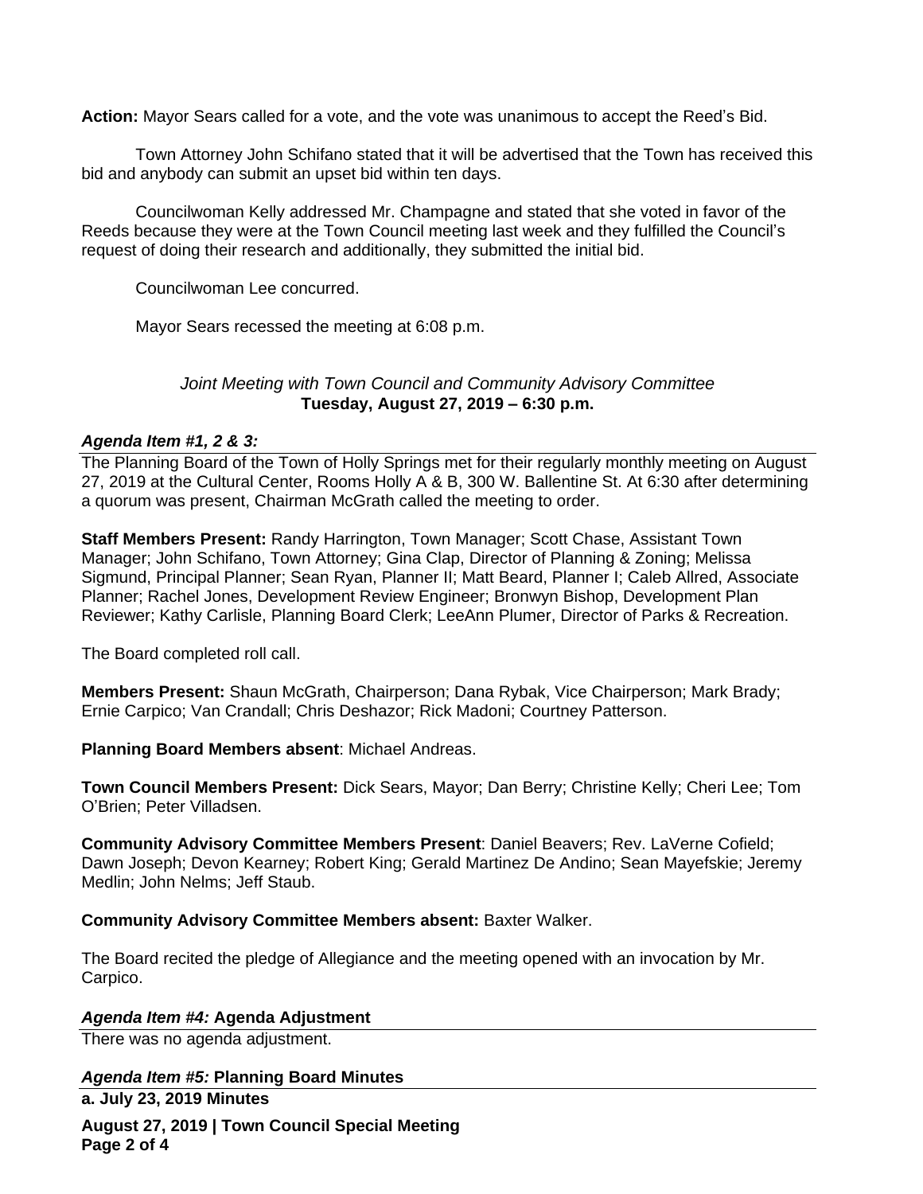**Action:** Mayor Sears called for a vote, and the vote was unanimous to accept the Reed's Bid.

Town Attorney John Schifano stated that it will be advertised that the Town has received this bid and anybody can submit an upset bid within ten days.

Councilwoman Kelly addressed Mr. Champagne and stated that she voted in favor of the Reeds because they were at the Town Council meeting last week and they fulfilled the Council's request of doing their research and additionally, they submitted the initial bid.

Councilwoman Lee concurred.

Mayor Sears recessed the meeting at 6:08 p.m.

*Joint Meeting with Town Council and Community Advisory Committee*
**Tuesday, August 27, 2019 – 6:30 p.m.**

***Agenda Item #1, 2 & 3:***

The Planning Board of the Town of Holly Springs met for their regularly monthly meeting on August 27, 2019 at the Cultural Center, Rooms Holly A & B, 300 W. Ballentine St. At 6:30 after determining a quorum was present, Chairman McGrath called the meeting to order.

**Staff Members Present:** Randy Harrington, Town Manager; Scott Chase, Assistant Town Manager; John Schifano, Town Attorney; Gina Clap, Director of Planning & Zoning; Melissa Sigmund, Principal Planner; Sean Ryan, Planner II; Matt Beard, Planner I; Caleb Allred, Associate Planner; Rachel Jones, Development Review Engineer; Bronwyn Bishop, Development Plan Reviewer; Kathy Carlisle, Planning Board Clerk; LeeAnn Plumer, Director of Parks & Recreation.

The Board completed roll call.

**Members Present:** Shaun McGrath, Chairperson; Dana Rybak, Vice Chairperson; Mark Brady; Ernie Carpico; Van Crandall; Chris Deshazor; Rick Madoni; Courtney Patterson.

**Planning Board Members absent**: Michael Andreas.

**Town Council Members Present:** Dick Sears, Mayor; Dan Berry; Christine Kelly; Cheri Lee; Tom O'Brien; Peter Villadsen.

**Community Advisory Committee Members Present**: Daniel Beavers; Rev. LaVerne Cofield; Dawn Joseph; Devon Kearney; Robert King; Gerald Martinez De Andino; Sean Mayefskie; Jeremy Medlin; John Nelms; Jeff Staub.

**Community Advisory Committee Members absent:** Baxter Walker.

The Board recited the pledge of Allegiance and the meeting opened with an invocation by Mr. Carpico.

***Agenda Item #4:* Agenda Adjustment**

There was no agenda adjustment.

***Agenda Item #5:* Planning Board Minutes**

**a. July 23, 2019 Minutes**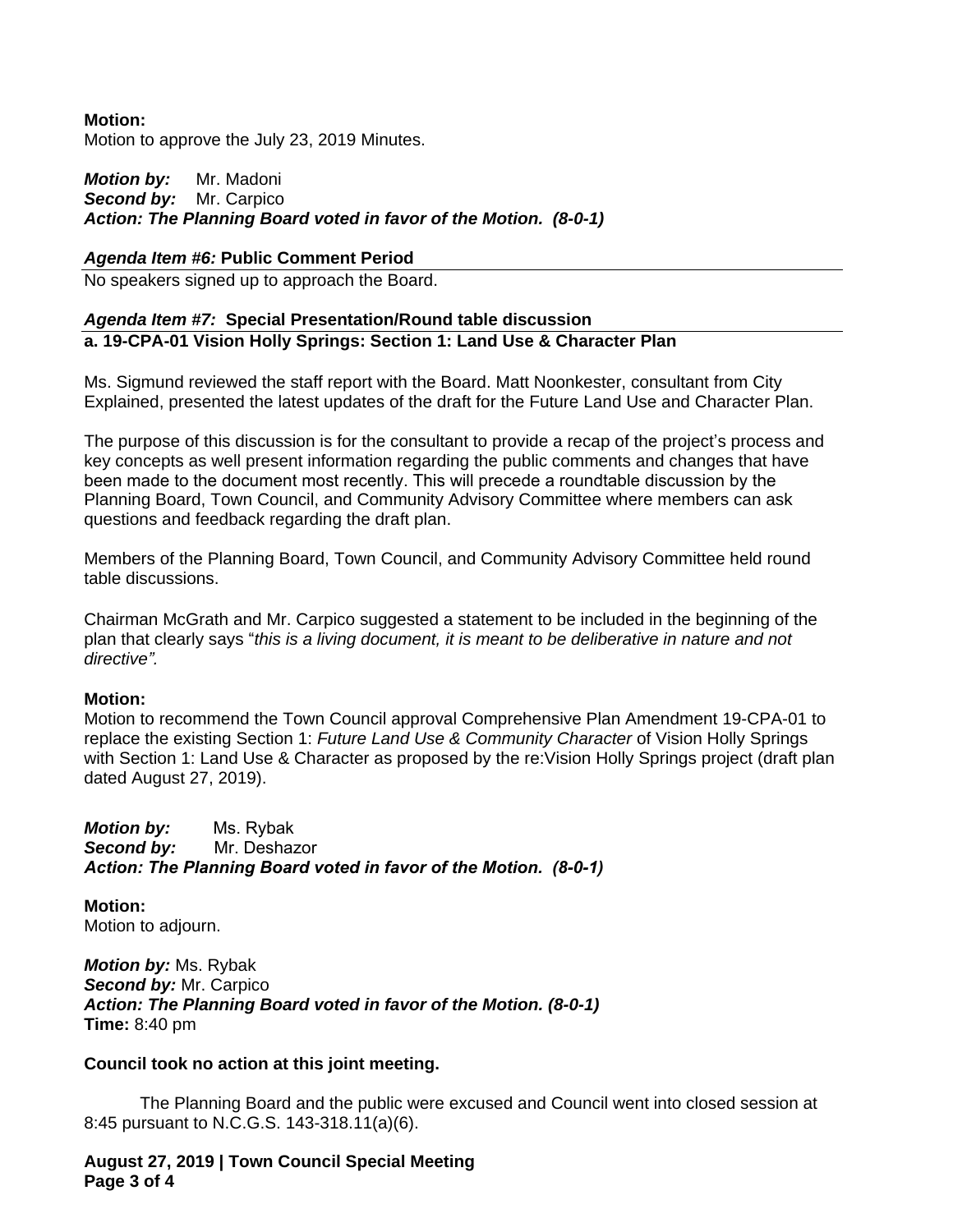**Motion:**
Motion to approve the July 23, 2019 Minutes.

***Motion by:*** Mr. Madoni
***Second by:*** Mr. Carpico
***Action: The Planning Board voted in favor of the Motion. (8-0-1)***

***Agenda Item #6:* Public Comment Period**

No speakers signed up to approach the Board.

***Agenda Item #7:* Special Presentation/Round table discussion**
**a. 19-CPA-01 Vision Holly Springs: Section 1: Land Use & Character Plan**

Ms. Sigmund reviewed the staff report with the Board. Matt Noonkester, consultant from City Explained, presented the latest updates of the draft for the Future Land Use and Character Plan.

The purpose of this discussion is for the consultant to provide a recap of the project's process and key concepts as well present information regarding the public comments and changes that have been made to the document most recently. This will precede a roundtable discussion by the Planning Board, Town Council, and Community Advisory Committee where members can ask questions and feedback regarding the draft plan.

Members of the Planning Board, Town Council, and Community Advisory Committee held round table discussions.

Chairman McGrath and Mr. Carpico suggested a statement to be included in the beginning of the plan that clearly says "*this is a living document, it is meant to be deliberative in nature and not directive".*

**Motion:**
Motion to recommend the Town Council approval Comprehensive Plan Amendment 19-CPA-01 to replace the existing Section 1: *Future Land Use & Community Character* of Vision Holly Springs with Section 1: Land Use & Character as proposed by the re:Vision Holly Springs project (draft plan dated August 27, 2019).

***Motion by:*** Ms. Rybak
***Second by:*** Mr. Deshazor
***Action: The Planning Board voted in favor of the Motion. (8-0-1)***

**Motion:**
Motion to adjourn.

***Motion by:*** Ms. Rybak
***Second by:*** Mr. Carpico
***Action: The Planning Board voted in favor of the Motion. (8-0-1)***
**Time:** 8:40 pm

**Council took no action at this joint meeting.**

The Planning Board and the public were excused and Council went into closed session at 8:45 pursuant to N.C.G.S. 143-318.11(a)(6).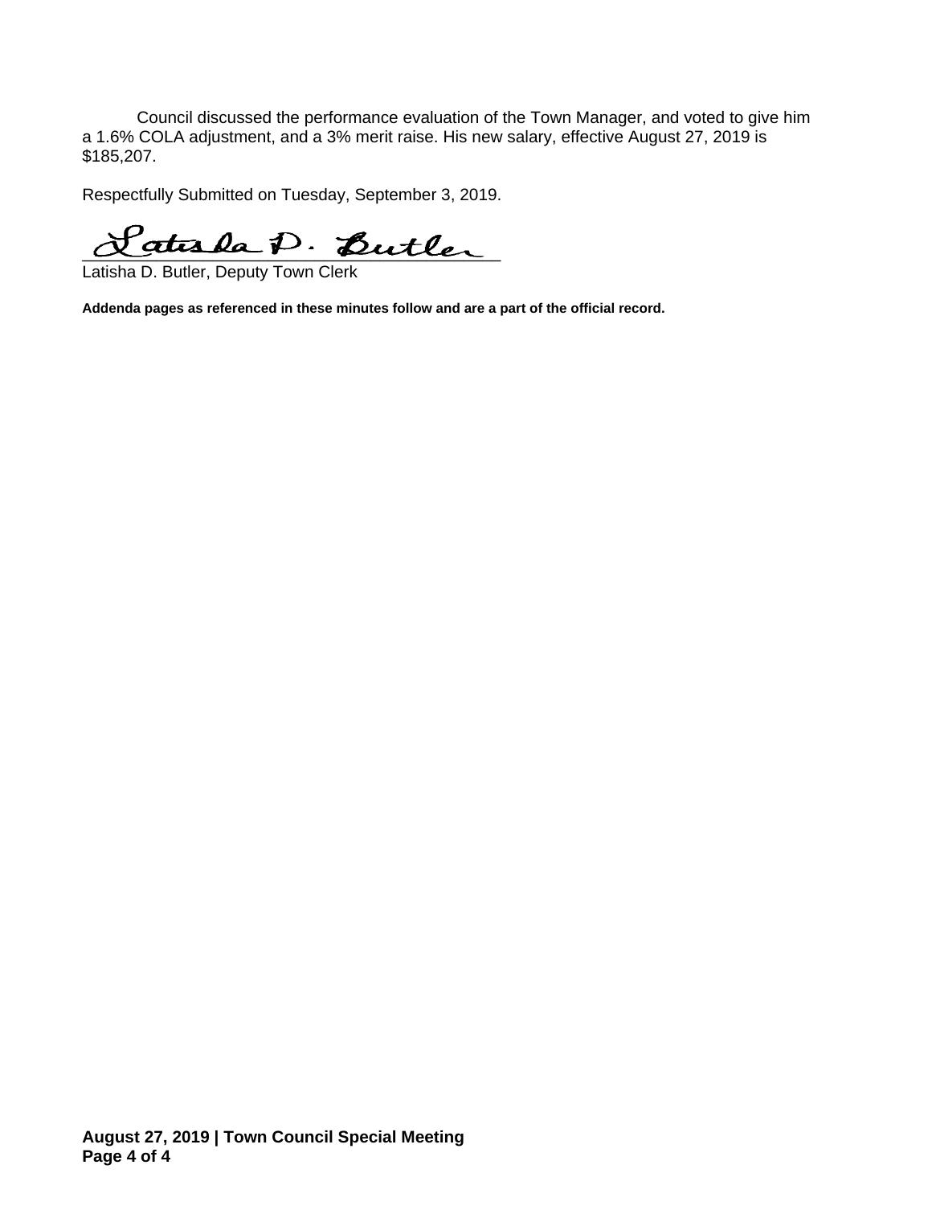Council discussed the performance evaluation of the Town Manager, and voted to give him a 1.6% COLA adjustment, and a 3% merit raise. His new salary, effective August 27, 2019 is $185,207.

Respectfully Submitted on Tuesday, September 3, 2019.

Latisha D. Butler, Deputy Town Clerk

**Addenda pages as referenced in these minutes follow and are a part of the official record.**